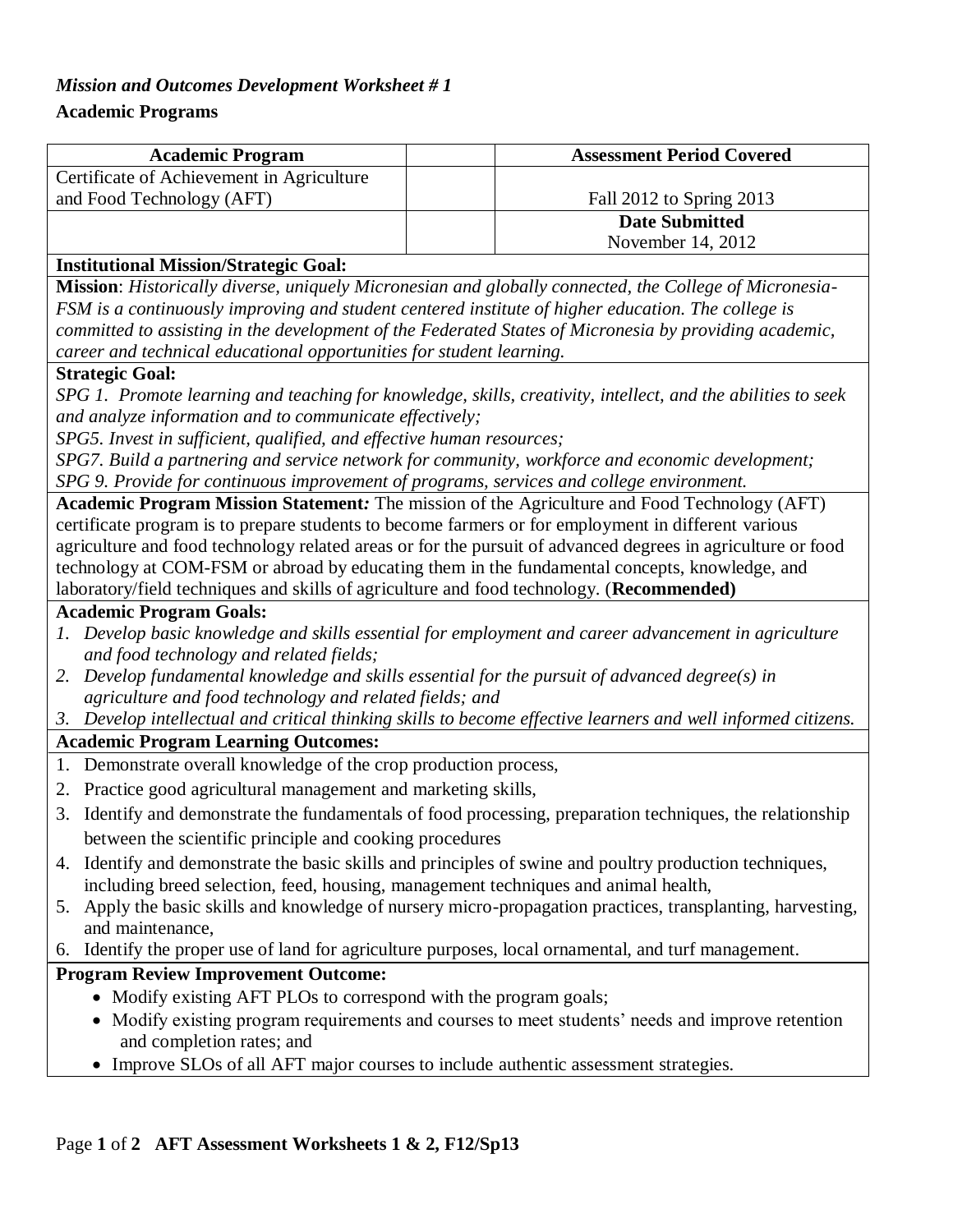*Mission and Outcomes Development Worksheet # 1*

**Academic Programs**

| **Academic Program** | | **Assessment Period Covered** |
|---|---|---|
| Certificate of Achievement in Agriculture and Food Technology (AFT) | | Fall 2012 to Spring 2013 |
| | | **Date Submitted** November 14, 2012 |

**Institutional Mission/Strategic Goal:**

**Mission**: *Historically diverse, uniquely Micronesian and globally connected, the College of Micronesia-FSM is a continuously improving and student centered institute of higher education. The college is committed to assisting in the development of the Federated States of Micronesia by providing academic, career and technical educational opportunities for student learning.*

**Strategic Goal:**

*SPG 1. Promote learning and teaching for knowledge, skills, creativity, intellect, and the abilities to seek and analyze information and to communicate effectively;*
*SPG5. Invest in sufficient, qualified, and effective human resources;*
*SPG7. Build a partnering and service network for community, workforce and economic development;*
*SPG 9. Provide for continuous improvement of programs, services and college environment.*

**Academic Program Mission Statement***:* The mission of the Agriculture and Food Technology (AFT) certificate program is to prepare students to become farmers or for employment in different various agriculture and food technology related areas or for the pursuit of advanced degrees in agriculture or food technology at COM-FSM or abroad by educating them in the fundamental concepts, knowledge, and laboratory/field techniques and skills of agriculture and food technology. (**Recommended)**

**Academic Program Goals:**

1. *Develop basic knowledge and skills essential for employment and career advancement in agriculture and food technology and related fields;*
2. *Develop fundamental knowledge and skills essential for the pursuit of advanced degree(s) in agriculture and food technology and related fields; and*
3. *Develop intellectual and critical thinking skills to become effective learners and well informed citizens.*

**Academic Program Learning Outcomes:**

1. Demonstrate overall knowledge of the crop production process,
2. Practice good agricultural management and marketing skills,
3. Identify and demonstrate the fundamentals of food processing, preparation techniques, the relationship between the scientific principle and cooking procedures
4. Identify and demonstrate the basic skills and principles of swine and poultry production techniques, including breed selection, feed, housing, management techniques and animal health,
5. Apply the basic skills and knowledge of nursery micro-propagation practices, transplanting, harvesting, and maintenance,
6. Identify the proper use of land for agriculture purposes, local ornamental, and turf management.

**Program Review Improvement Outcome:**

- Modify existing AFT PLOs to correspond with the program goals;
- Modify existing program requirements and courses to meet students' needs and improve retention and completion rates; and
- Improve SLOs of all AFT major courses to include authentic assessment strategies.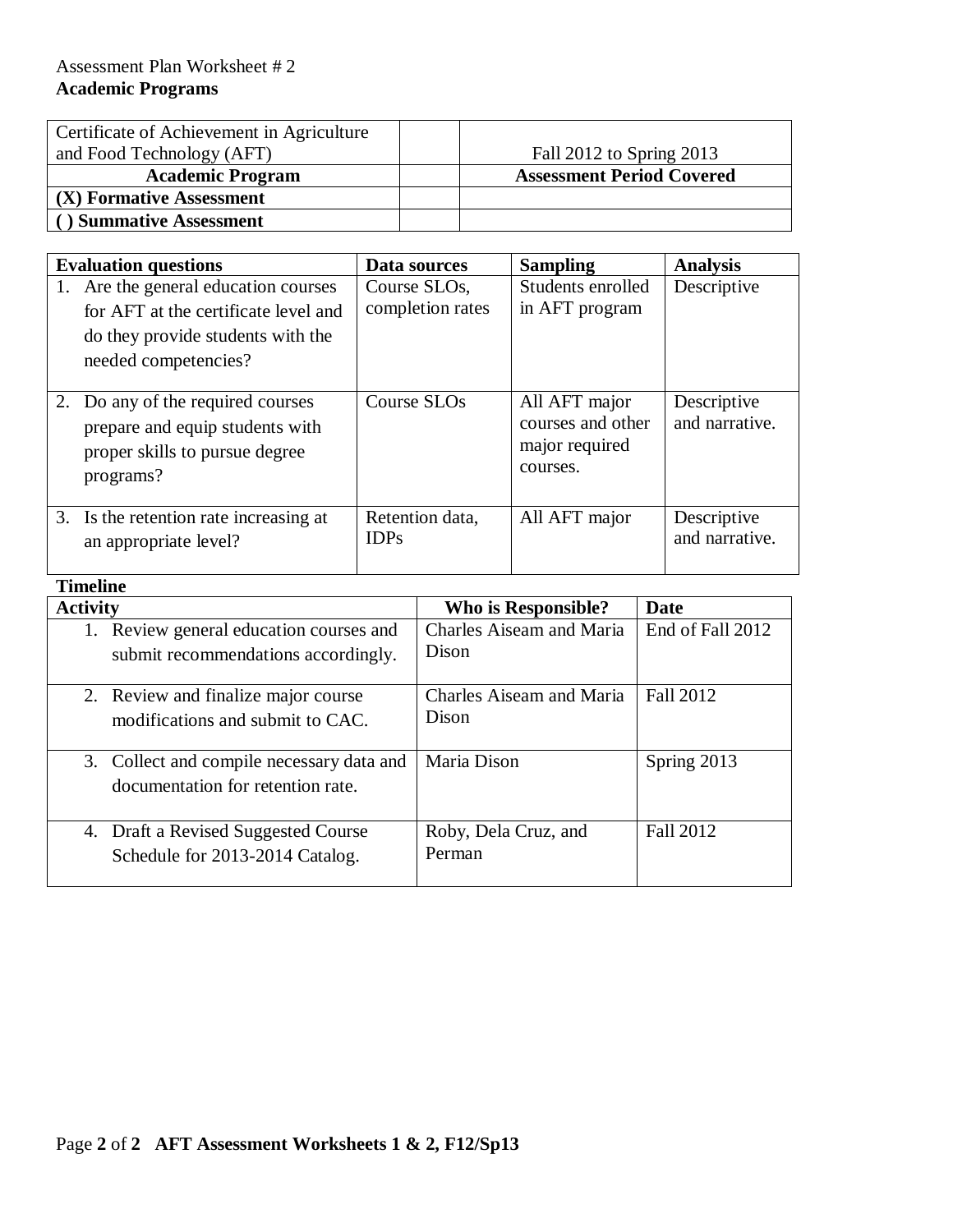Assessment Plan Worksheet # 2

**Academic Programs**

| | | |
|---|---|---|
| Certificate of Achievement in Agriculture and Food Technology (AFT) | | Fall 2012 to Spring 2013 |
| **Academic Program** | | **Assessment Period Covered** |
| **(X) Formative Assessment** | | |
| **( ) Summative Assessment** | | |

| **Evaluation questions** | **Data sources** | **Sampling** | **Analysis** |
|---|---|---|---|
| 1. Are the general education courses for AFT at the certificate level and do they provide students with the needed competencies? | Course SLOs, completion rates | Students enrolled in AFT program | Descriptive |
| 2. Do any of the required courses prepare and equip students with proper skills to pursue degree programs? | Course SLOs | All AFT major courses and other major required courses. | Descriptive and narrative. |
| 3. Is the retention rate increasing at an appropriate level? | Retention data, IDPs | All AFT major | Descriptive and narrative. |

**Timeline**

| **Activity** | **Who is Responsible?** | **Date** |
|---|---|---|
| 1. Review general education courses and submit recommendations accordingly. | Charles Aiseam and Maria Dison | End of Fall 2012 |
| 2. Review and finalize major course modifications and submit to CAC. | Charles Aiseam and Maria Dison | Fall 2012 |
| 3. Collect and compile necessary data and documentation for retention rate. | Maria Dison | Spring 2013 |
| 4. Draft a Revised Suggested Course Schedule for 2013-2014 Catalog. | Roby, Dela Cruz, and Perman | Fall 2012 |